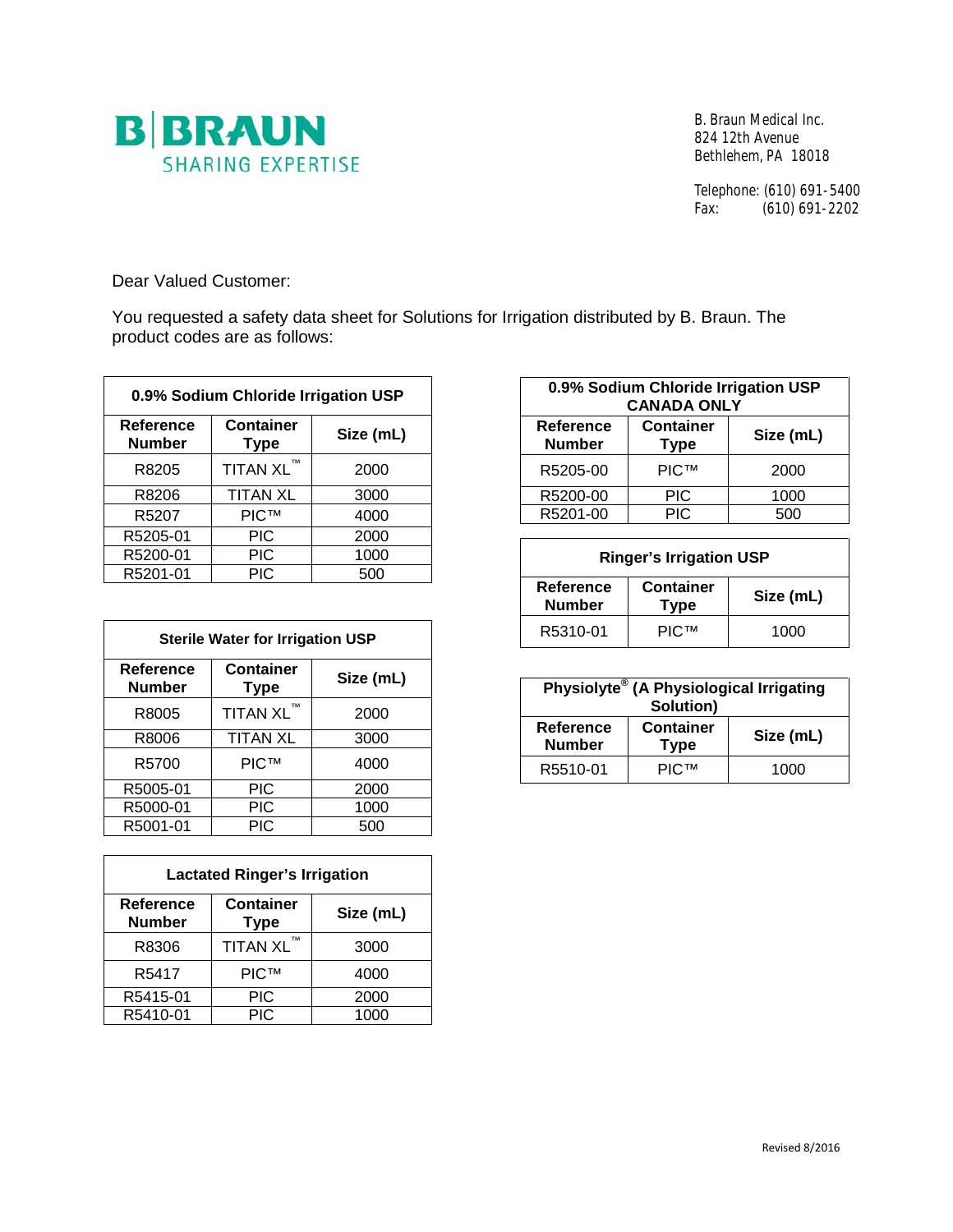**B|BRAUN**
SHARING EXPERTISE

B. Braun Medical Inc.
824 12th Avenue
Bethlehem, PA 18018

Telephone: (610) 691-5400
Fax: (610) 691-2202

Dear Valued Customer:

You requested a safety data sheet for Solutions for Irrigation distributed by B. Braun. The product codes are as follows:

| 0.9% Sodium Chloride Irrigation USP | | |
|---|---|---|
| **Reference Number** | **Container Type** | **Size (mL)** |
| R8205 | TITAN XL™ | 2000 |
| R8206 | TITAN XL | 3000 |
| R5207 | PIC™ | 4000 |
| R5205-01 | PIC | 2000 |
| R5200-01 | PIC | 1000 |
| R5201-01 | PIC | 500 |

| Sterile Water for Irrigation USP | | |
|---|---|---|
| **Reference Number** | **Container Type** | **Size (mL)** |
| R8005 | TITAN XL™ | 2000 |
| R8006 | TITAN XL | 3000 |
| R5700 | PIC™ | 4000 |
| R5005-01 | PIC | 2000 |
| R5000-01 | PIC | 1000 |
| R5001-01 | PIC | 500 |

| Lactated Ringer's Irrigation | | |
|---|---|---|
| **Reference Number** | **Container Type** | **Size (mL)** |
| R8306 | TITAN XL™ | 3000 |
| R5417 | PIC™ | 4000 |
| R5415-01 | PIC | 2000 |
| R5410-01 | PIC | 1000 |

| 0.9% Sodium Chloride Irrigation USP CANADA ONLY | | |
|---|---|---|
| **Reference Number** | **Container Type** | **Size (mL)** |
| R5205-00 | PIC™ | 2000 |
| R5200-00 | PIC | 1000 |
| R5201-00 | PIC | 500 |

| Ringer's Irrigation USP | | |
|---|---|---|
| **Reference Number** | **Container Type** | **Size (mL)** |
| R5310-01 | PIC™ | 1000 |

| Physiolyte® (A Physiological Irrigating Solution) | | |
|---|---|---|
| **Reference Number** | **Container Type** | **Size (mL)** |
| R5510-01 | PIC™ | 1000 |

Revised 8/2016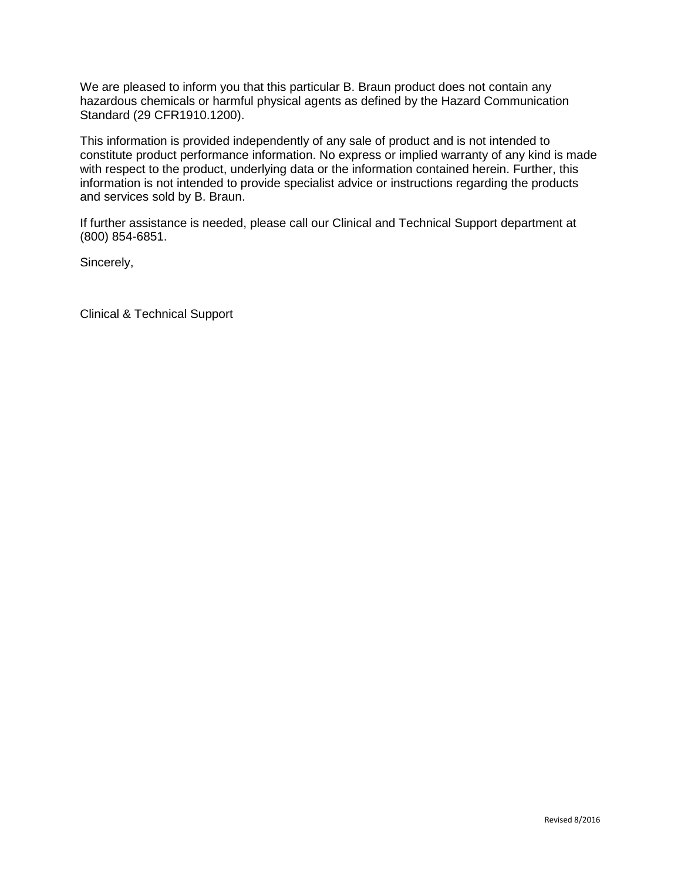We are pleased to inform you that this particular B. Braun product does not contain any hazardous chemicals or harmful physical agents as defined by the Hazard Communication Standard (29 CFR1910.1200).

This information is provided independently of any sale of product and is not intended to constitute product performance information. No express or implied warranty of any kind is made with respect to the product, underlying data or the information contained herein. Further, this information is not intended to provide specialist advice or instructions regarding the products and services sold by B. Braun.

If further assistance is needed, please call our Clinical and Technical Support department at (800) 854-6851.

Sincerely,

Clinical & Technical Support

Revised 8/2016